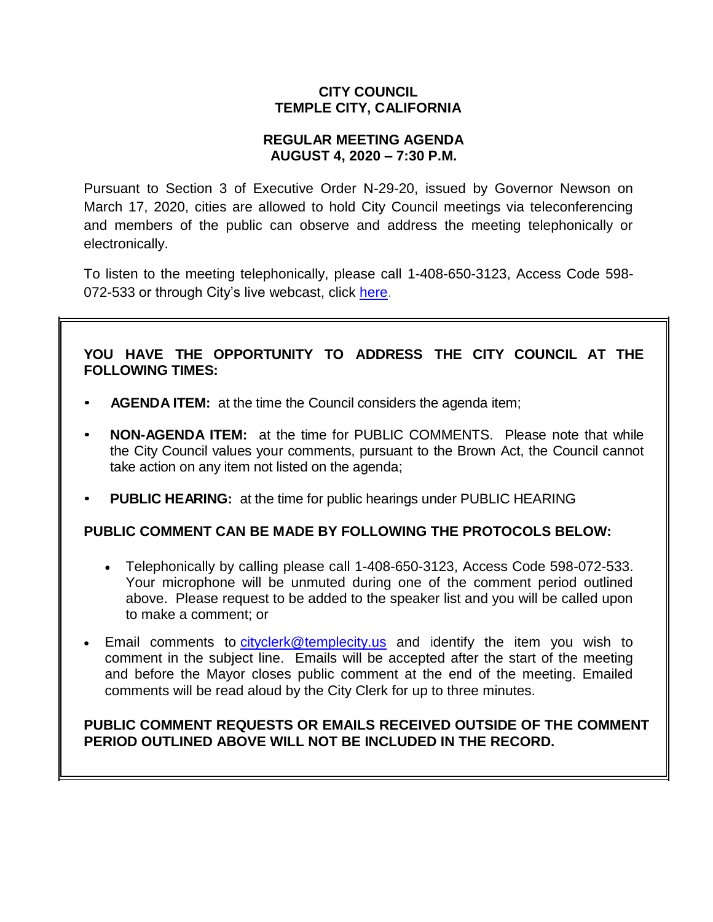**CITY COUNCIL**
**TEMPLE CITY, CALIFORNIA**

**REGULAR MEETING AGENDA**
**AUGUST 4, 2020 – 7:30 P.M.**

Pursuant to Section 3 of Executive Order N-29-20, issued by Governor Newson on March 17, 2020, cities are allowed to hold City Council meetings via teleconferencing and members of the public can observe and address the meeting telephonically or electronically.

To listen to the meeting telephonically, please call 1-408-650-3123, Access Code 598-072-533 or through City's live webcast, click here.

**YOU HAVE THE OPPORTUNITY TO ADDRESS THE CITY COUNCIL AT THE FOLLOWING TIMES:**

- **AGENDA ITEM:** at the time the Council considers the agenda item;
- **NON-AGENDA ITEM:** at the time for PUBLIC COMMENTS. Please note that while the City Council values your comments, pursuant to the Brown Act, the Council cannot take action on any item not listed on the agenda;
- **PUBLIC HEARING:** at the time for public hearings under PUBLIC HEARING

**PUBLIC COMMENT CAN BE MADE BY FOLLOWING THE PROTOCOLS BELOW:**

- Telephonically by calling please call 1-408-650-3123, Access Code 598-072-533. Your microphone will be unmuted during one of the comment period outlined above. Please request to be added to the speaker list and you will be called upon to make a comment; or
- Email comments to cityclerk@templecity.us and identify the item you wish to comment in the subject line. Emails will be accepted after the start of the meeting and before the Mayor closes public comment at the end of the meeting. Emailed comments will be read aloud by the City Clerk for up to three minutes.

**PUBLIC COMMENT REQUESTS OR EMAILS RECEIVED OUTSIDE OF THE COMMENT PERIOD OUTLINED ABOVE WILL NOT BE INCLUDED IN THE RECORD.**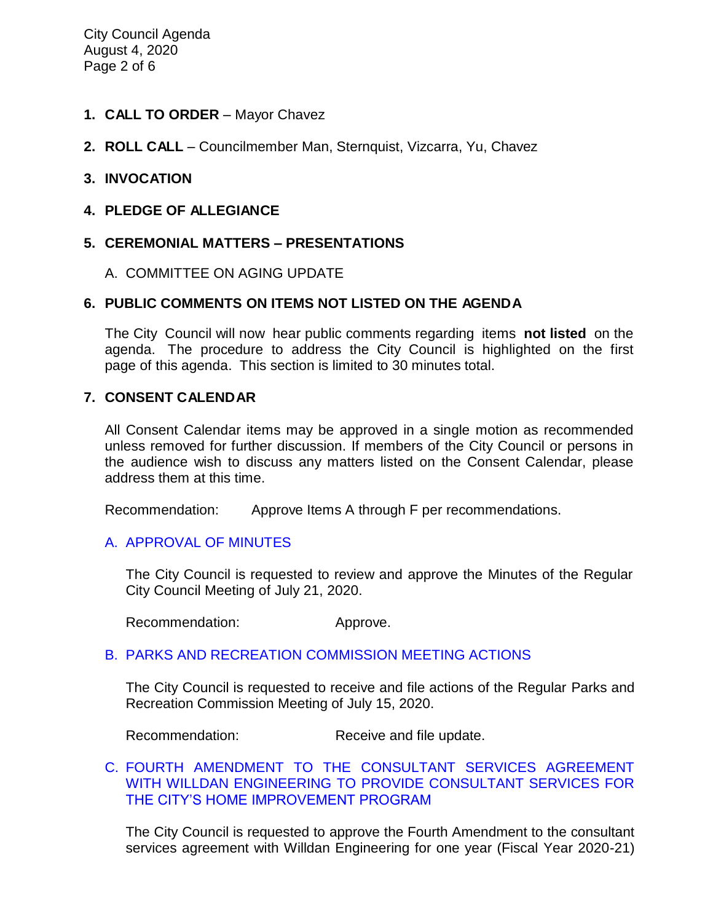1. **CALL TO ORDER** – Mayor Chavez

2. **ROLL CALL** – Councilmember Man, Sternquist, Vizcarra, Yu, Chavez

3. **INVOCATION**

4. **PLEDGE OF ALLEGIANCE**

5. **CEREMONIAL MATTERS – PRESENTATIONS**

   A. COMMITTEE ON AGING UPDATE

6. **PUBLIC COMMENTS ON ITEMS NOT LISTED ON THE AGENDA**

   The City Council will now hear public comments regarding items **not listed** on the agenda. The procedure to address the City Council is highlighted on the first page of this agenda. This section is limited to 30 minutes total.

7. **CONSENT CALENDAR**

   All Consent Calendar items may be approved in a single motion as recommended unless removed for further discussion. If members of the City Council or persons in the audience wish to discuss any matters listed on the Consent Calendar, please address them at this time.

   Recommendation: Approve Items A through F per recommendations.

   A. APPROVAL OF MINUTES

   The City Council is requested to review and approve the Minutes of the Regular City Council Meeting of July 21, 2020.

   Recommendation: Approve.

   B. PARKS AND RECREATION COMMISSION MEETING ACTIONS

   The City Council is requested to receive and file actions of the Regular Parks and Recreation Commission Meeting of July 15, 2020.

   Recommendation: Receive and file update.

   C. FOURTH AMENDMENT TO THE CONSULTANT SERVICES AGREEMENT WITH WILLDAN ENGINEERING TO PROVIDE CONSULTANT SERVICES FOR THE CITY'S HOME IMPROVEMENT PROGRAM

   The City Council is requested to approve the Fourth Amendment to the consultant services agreement with Willdan Engineering for one year (Fiscal Year 2020-21)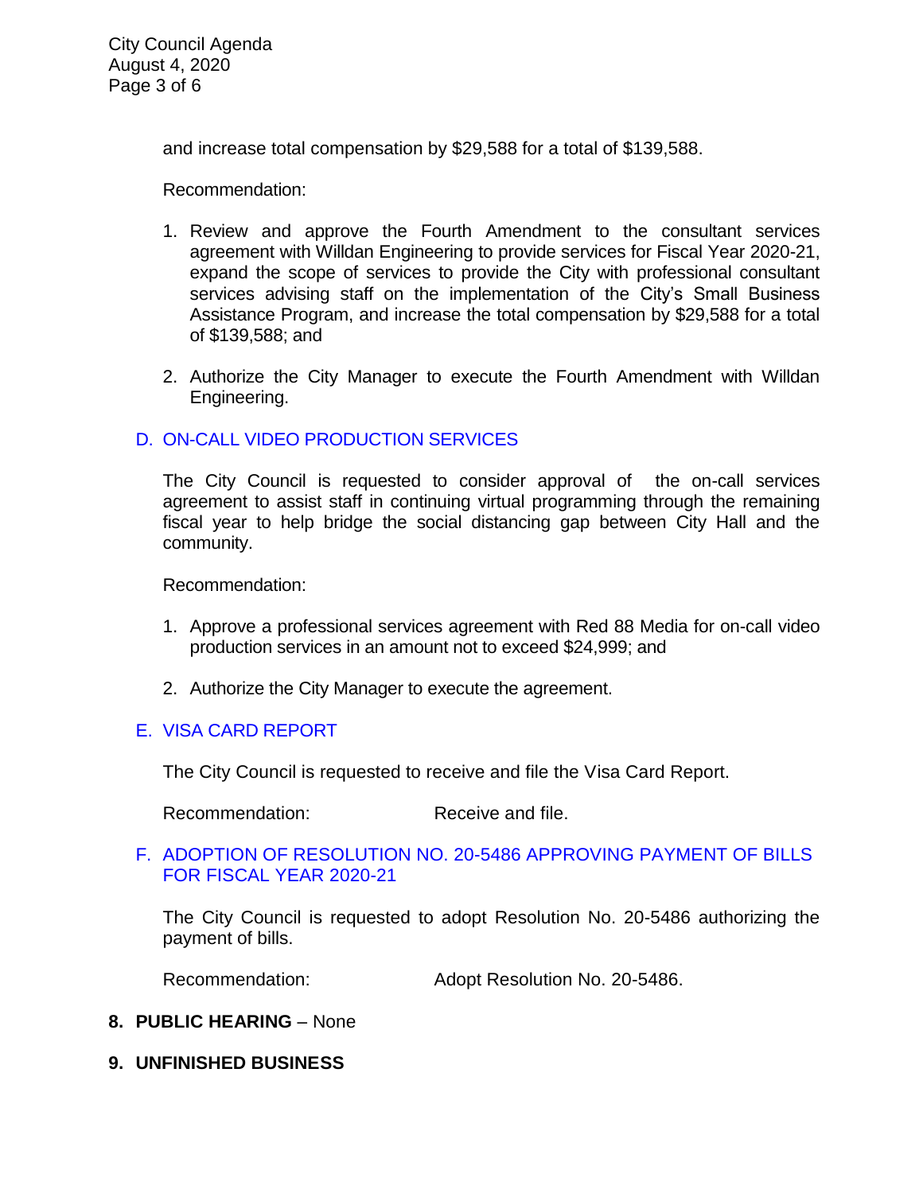and increase total compensation by $29,588 for a total of $139,588.

Recommendation:

1. Review and approve the Fourth Amendment to the consultant services agreement with Willdan Engineering to provide services for Fiscal Year 2020-21, expand the scope of services to provide the City with professional consultant services advising staff on the implementation of the City's Small Business Assistance Program, and increase the total compensation by $29,588 for a total of $139,588; and

2. Authorize the City Manager to execute the Fourth Amendment with Willdan Engineering.

D. ON-CALL VIDEO PRODUCTION SERVICES

The City Council is requested to consider approval of the on-call services agreement to assist staff in continuing virtual programming through the remaining fiscal year to help bridge the social distancing gap between City Hall and the community.

Recommendation:

1. Approve a professional services agreement with Red 88 Media for on-call video production services in an amount not to exceed $24,999; and

2. Authorize the City Manager to execute the agreement.

E. VISA CARD REPORT

The City Council is requested to receive and file the Visa Card Report.

Recommendation: Receive and file.

F. ADOPTION OF RESOLUTION NO. 20-5486 APPROVING PAYMENT OF BILLS FOR FISCAL YEAR 2020-21

The City Council is requested to adopt Resolution No. 20-5486 authorizing the payment of bills.

Recommendation: Adopt Resolution No. 20-5486.

**8. PUBLIC HEARING** – None

**9. UNFINISHED BUSINESS**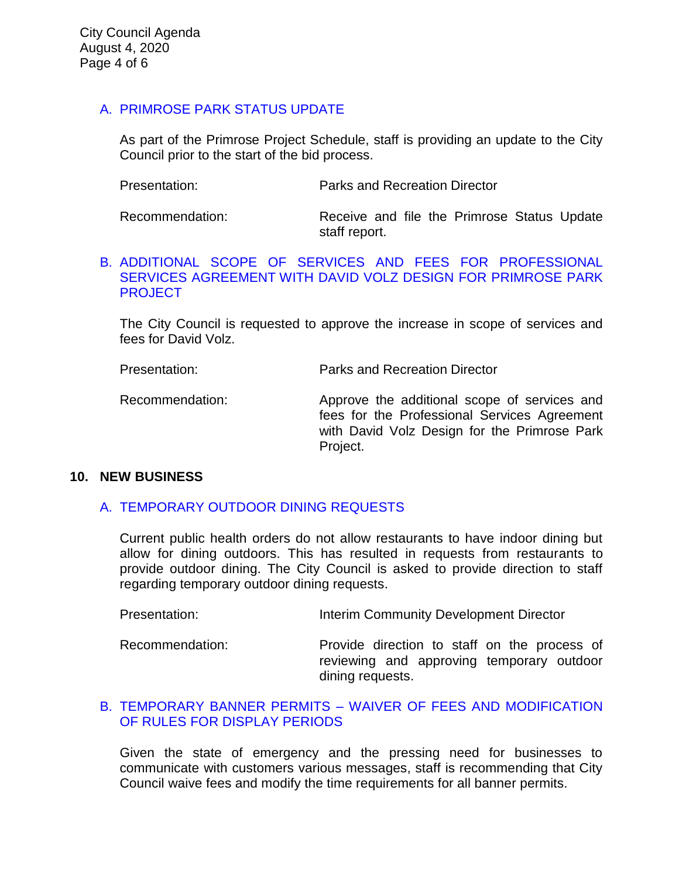### A. PRIMROSE PARK STATUS UPDATE

As part of the Primrose Project Schedule, staff is providing an update to the City Council prior to the start of the bid process.

Presentation: Parks and Recreation Director

Recommendation: Receive and file the Primrose Status Update staff report.

### B. ADDITIONAL SCOPE OF SERVICES AND FEES FOR PROFESSIONAL SERVICES AGREEMENT WITH DAVID VOLZ DESIGN FOR PRIMROSE PARK PROJECT

The City Council is requested to approve the increase in scope of services and fees for David Volz.

Presentation: Parks and Recreation Director

Recommendation: Approve the additional scope of services and fees for the Professional Services Agreement with David Volz Design for the Primrose Park Project.

## 10. NEW BUSINESS

### A. TEMPORARY OUTDOOR DINING REQUESTS

Current public health orders do not allow restaurants to have indoor dining but allow for dining outdoors. This has resulted in requests from restaurants to provide outdoor dining. The City Council is asked to provide direction to staff regarding temporary outdoor dining requests.

Presentation: Interim Community Development Director

Recommendation: Provide direction to staff on the process of reviewing and approving temporary outdoor dining requests.

### B. TEMPORARY BANNER PERMITS – WAIVER OF FEES AND MODIFICATION OF RULES FOR DISPLAY PERIODS

Given the state of emergency and the pressing need for businesses to communicate with customers various messages, staff is recommending that City Council waive fees and modify the time requirements for all banner permits.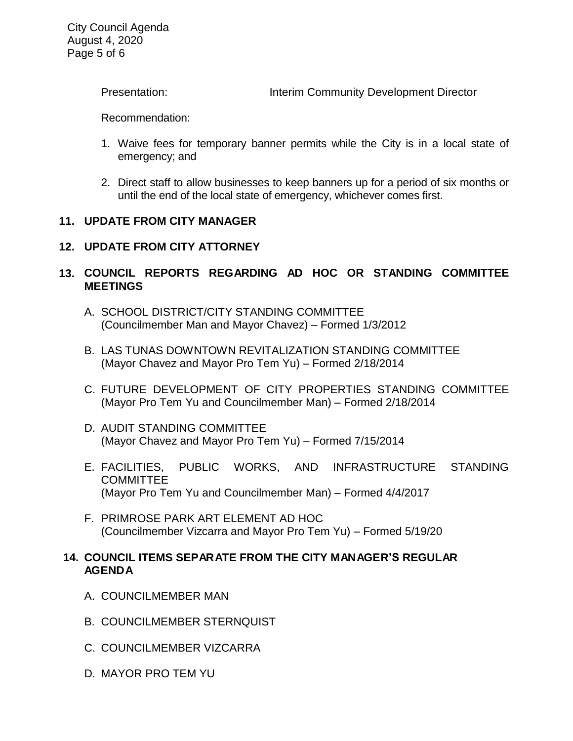Presentation: Interim Community Development Director

Recommendation:

1. Waive fees for temporary banner permits while the City is in a local state of emergency; and
2. Direct staff to allow businesses to keep banners up for a period of six months or until the end of the local state of emergency, whichever comes first.

## 11. UPDATE FROM CITY MANAGER

## 12. UPDATE FROM CITY ATTORNEY

## 13. COUNCIL REPORTS REGARDING AD HOC OR STANDING COMMITTEE MEETINGS

A. SCHOOL DISTRICT/CITY STANDING COMMITTEE
(Councilmember Man and Mayor Chavez) – Formed 1/3/2012

B. LAS TUNAS DOWNTOWN REVITALIZATION STANDING COMMITTEE
(Mayor Chavez and Mayor Pro Tem Yu) – Formed 2/18/2014

C. FUTURE DEVELOPMENT OF CITY PROPERTIES STANDING COMMITTEE
(Mayor Pro Tem Yu and Councilmember Man) – Formed 2/18/2014

D. AUDIT STANDING COMMITTEE
(Mayor Chavez and Mayor Pro Tem Yu) – Formed 7/15/2014

E. FACILITIES, PUBLIC WORKS, AND INFRASTRUCTURE STANDING COMMITTEE
(Mayor Pro Tem Yu and Councilmember Man) – Formed 4/4/2017

F. PRIMROSE PARK ART ELEMENT AD HOC
(Councilmember Vizcarra and Mayor Pro Tem Yu) – Formed 5/19/20

## 14. COUNCIL ITEMS SEPARATE FROM THE CITY MANAGER'S REGULAR AGENDA

A. COUNCILMEMBER MAN

B. COUNCILMEMBER STERNQUIST

C. COUNCILMEMBER VIZCARRA

D. MAYOR PRO TEM YU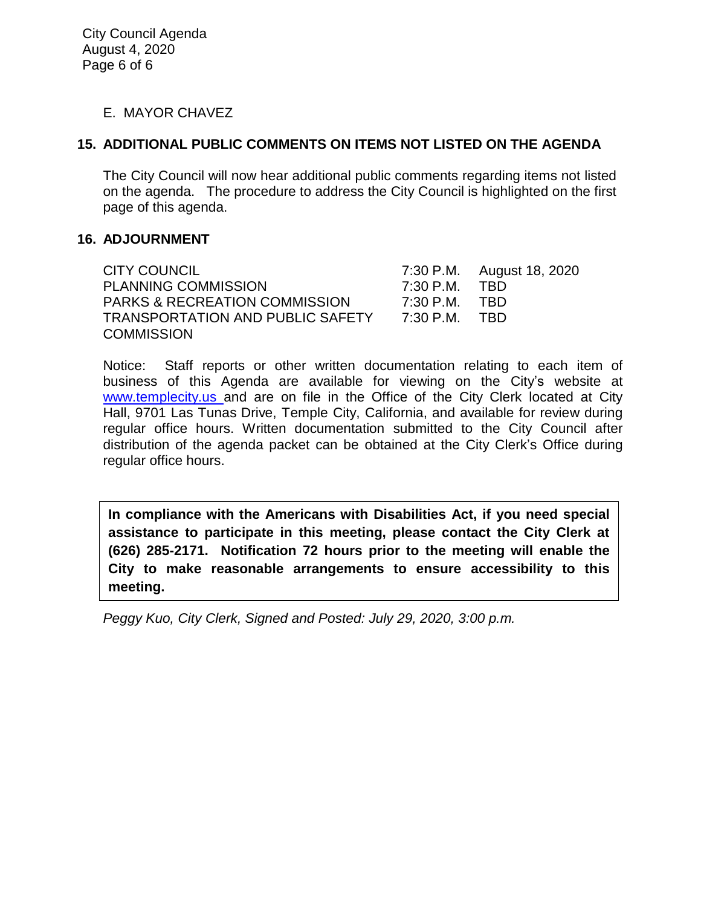E. MAYOR CHAVEZ

## 15. ADDITIONAL PUBLIC COMMENTS ON ITEMS NOT LISTED ON THE AGENDA

The City Council will now hear additional public comments regarding items not listed on the agenda. The procedure to address the City Council is highlighted on the first page of this agenda.

## 16. ADJOURNMENT

| | | |
|---|---|---|
| CITY COUNCIL | 7:30 P.M. | August 18, 2020 |
| PLANNING COMMISSION | 7:30 P.M. | TBD |
| PARKS & RECREATION COMMISSION | 7:30 P.M. | TBD |
| TRANSPORTATION AND PUBLIC SAFETY COMMISSION | 7:30 P.M. | TBD |

Notice: Staff reports or other written documentation relating to each item of business of this Agenda are available for viewing on the City's website at www.templecity.us and are on file in the Office of the City Clerk located at City Hall, 9701 Las Tunas Drive, Temple City, California, and available for review during regular office hours. Written documentation submitted to the City Council after distribution of the agenda packet can be obtained at the City Clerk's Office during regular office hours.

**In compliance with the Americans with Disabilities Act, if you need special assistance to participate in this meeting, please contact the City Clerk at (626) 285-2171. Notification 72 hours prior to the meeting will enable the City to make reasonable arrangements to ensure accessibility to this meeting.**

*Peggy Kuo, City Clerk, Signed and Posted: July 29, 2020, 3:00 p.m.*